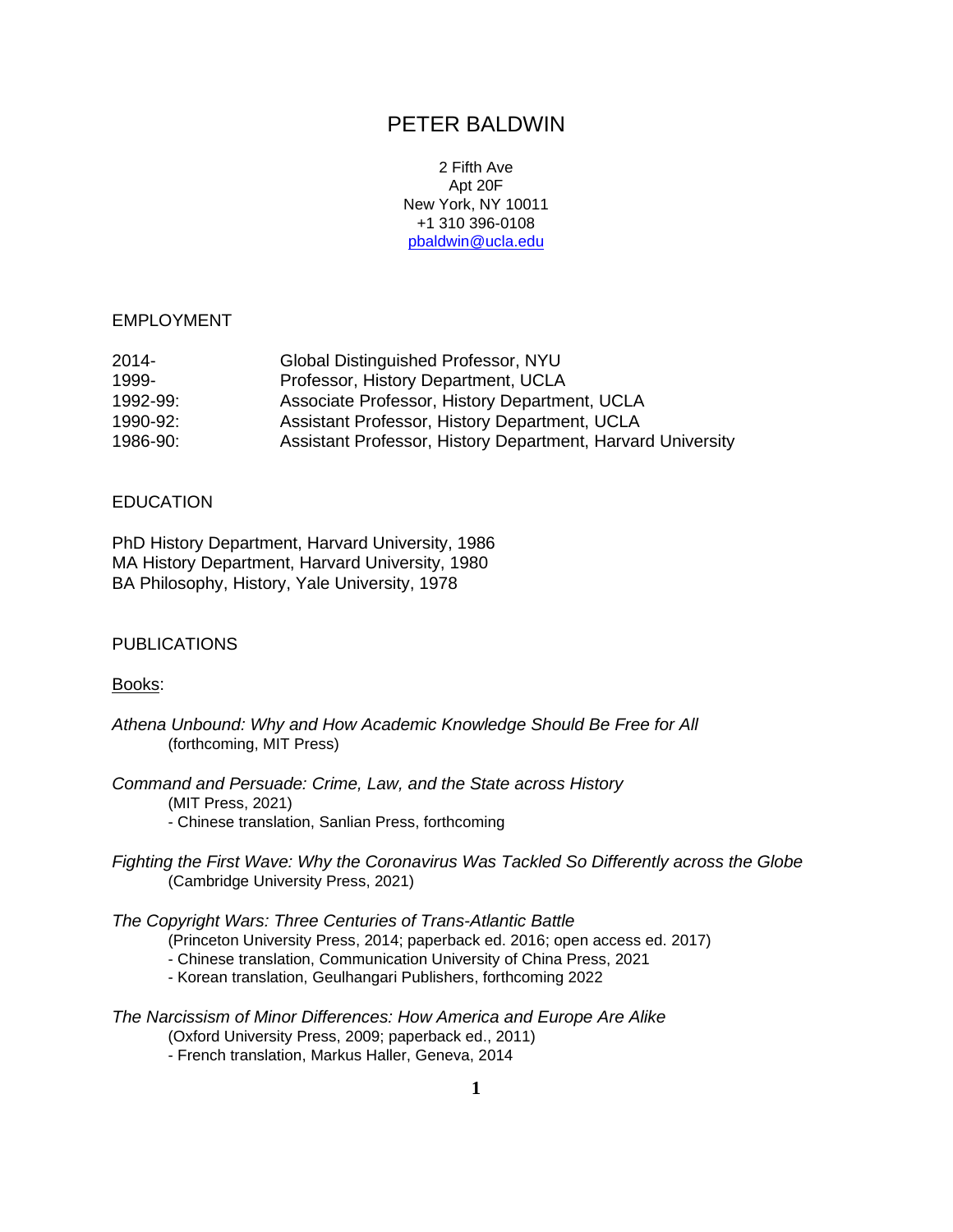# PETER BALDWIN

2 Fifth Ave
Apt 20F
New York, NY 10011
+1 310 396-0108
pbaldwin@ucla.edu

## EMPLOYMENT

| | |
|---|---|
| 2014- | Global Distinguished Professor, NYU |
| 1999- | Professor, History Department, UCLA |
| 1992-99: | Associate Professor, History Department, UCLA |
| 1990-92: | Assistant Professor, History Department, UCLA |
| 1986-90: | Assistant Professor, History Department, Harvard University |

## EDUCATION

PhD History Department, Harvard University, 1986
MA History Department, Harvard University, 1980
BA Philosophy, History, Yale University, 1978

## PUBLICATIONS

### Books:

*Athena Unbound: Why and How Academic Knowledge Should Be Free for All*
(forthcoming, MIT Press)

*Command and Persuade: Crime, Law, and the State across History*
(MIT Press, 2021)
- Chinese translation, Sanlian Press, forthcoming

*Fighting the First Wave: Why the Coronavirus Was Tackled So Differently across the Globe*
(Cambridge University Press, 2021)

*The Copyright Wars: Three Centuries of Trans-Atlantic Battle*
(Princeton University Press, 2014; paperback ed. 2016; open access ed. 2017)
- Chinese translation, Communication University of China Press, 2021
- Korean translation, Geulhangari Publishers, forthcoming 2022

*The Narcissism of Minor Differences: How America and Europe Are Alike*
(Oxford University Press, 2009; paperback ed., 2011)
- French translation, Markus Haller, Geneva, 2014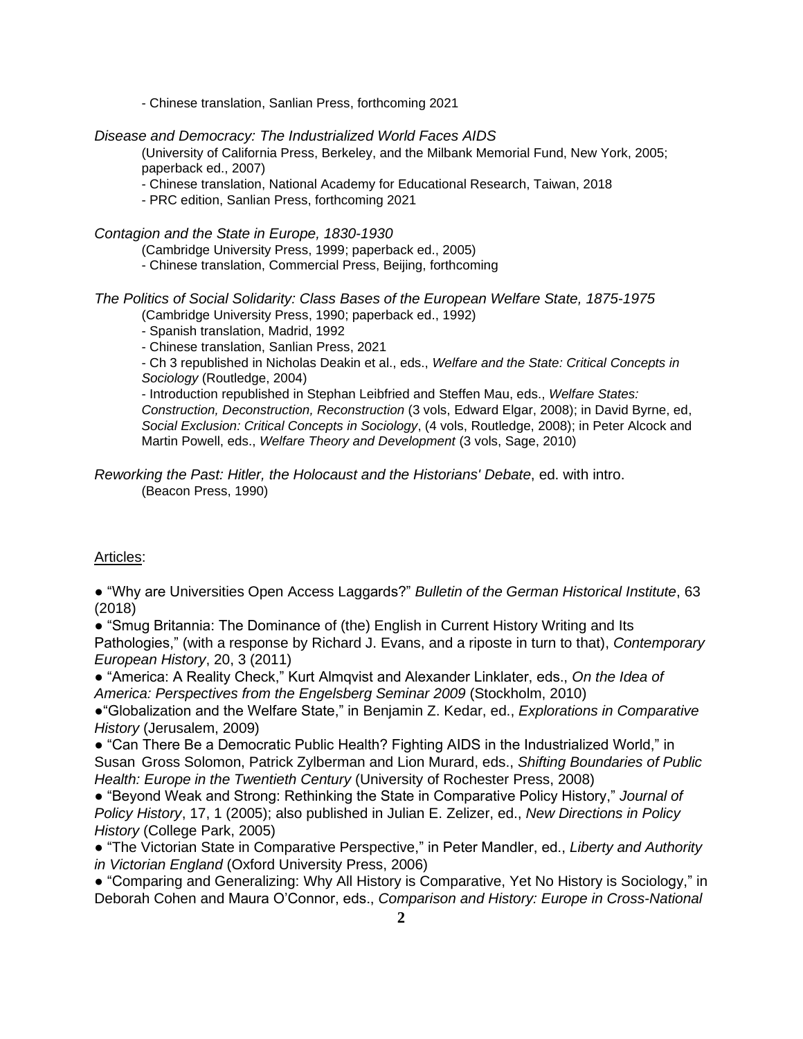- Chinese translation, Sanlian Press, forthcoming 2021

*Disease and Democracy: The Industrialized World Faces AIDS*

(University of California Press, Berkeley, and the Milbank Memorial Fund, New York, 2005; paperback ed., 2007)

- Chinese translation, National Academy for Educational Research, Taiwan, 2018
- PRC edition, Sanlian Press, forthcoming 2021

*Contagion and the State in Europe, 1830-1930*

(Cambridge University Press, 1999; paperback ed., 2005)

- Chinese translation, Commercial Press, Beijing, forthcoming

*The Politics of Social Solidarity: Class Bases of the European Welfare State, 1875-1975*

(Cambridge University Press, 1990; paperback ed., 1992)

- Spanish translation, Madrid, 1992
- Chinese translation, Sanlian Press, 2021
- Ch 3 republished in Nicholas Deakin et al., eds., *Welfare and the State: Critical Concepts in Sociology* (Routledge, 2004)
- Introduction republished in Stephan Leibfried and Steffen Mau, eds., *Welfare States: Construction, Deconstruction, Reconstruction* (3 vols, Edward Elgar, 2008); in David Byrne, ed, *Social Exclusion: Critical Concepts in Sociology*, (4 vols, Routledge, 2008); in Peter Alcock and Martin Powell, eds., *Welfare Theory and Development* (3 vols, Sage, 2010)

*Reworking the Past: Hitler, the Holocaust and the Historians' Debate*, ed. with intro.

(Beacon Press, 1990)

Articles:

● "Why are Universities Open Access Laggards?" *Bulletin of the German Historical Institute*, 63 (2018)

● "Smug Britannia: The Dominance of (the) English in Current History Writing and Its Pathologies," (with a response by Richard J. Evans, and a riposte in turn to that), *Contemporary European History*, 20, 3 (2011)

● "America: A Reality Check," Kurt Almqvist and Alexander Linklater, eds., *On the Idea of America: Perspectives from the Engelsberg Seminar 2009* (Stockholm, 2010)

● "Globalization and the Welfare State," in Benjamin Z. Kedar, ed., *Explorations in Comparative History* (Jerusalem, 2009)

● "Can There Be a Democratic Public Health? Fighting AIDS in the Industrialized World," in Susan Gross Solomon, Patrick Zylberman and Lion Murard, eds., *Shifting Boundaries of Public Health: Europe in the Twentieth Century* (University of Rochester Press, 2008)

● "Beyond Weak and Strong: Rethinking the State in Comparative Policy History," *Journal of Policy History*, 17, 1 (2005); also published in Julian E. Zelizer, ed., *New Directions in Policy History* (College Park, 2005)

● "The Victorian State in Comparative Perspective," in Peter Mandler, ed., *Liberty and Authority in Victorian England* (Oxford University Press, 2006)

● "Comparing and Generalizing: Why All History is Comparative, Yet No History is Sociology," in Deborah Cohen and Maura O'Connor, eds., *Comparison and History: Europe in Cross-National*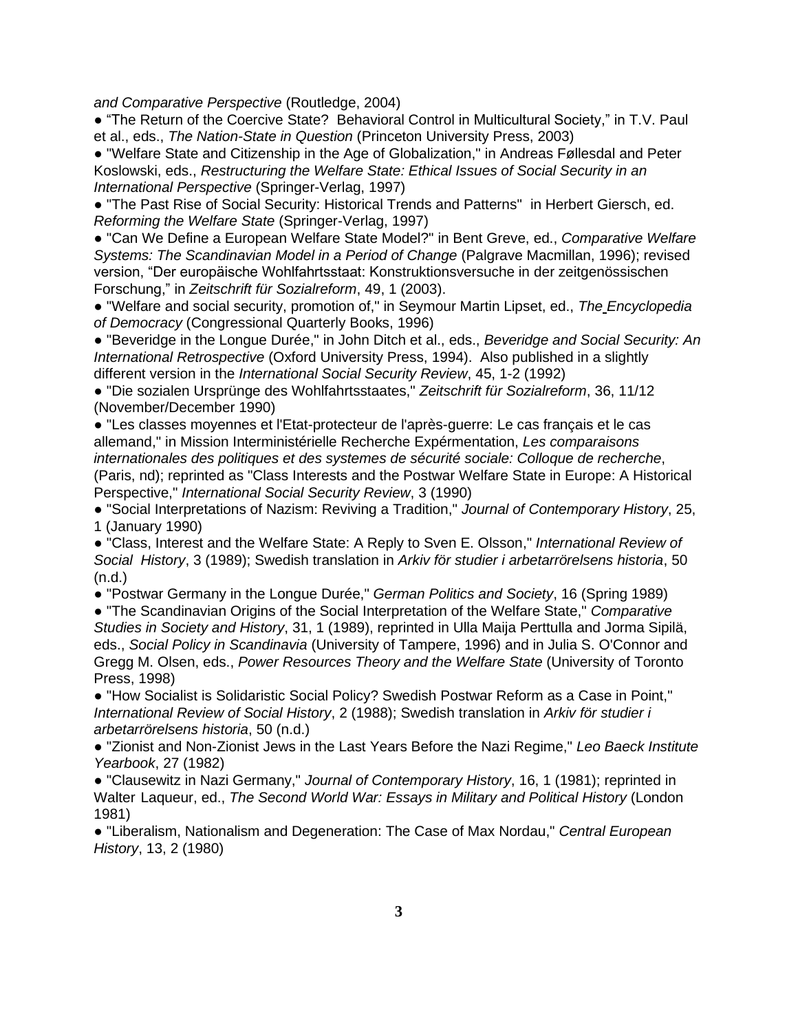*and Comparative Perspective* (Routledge, 2004)

● "The Return of the Coercive State? Behavioral Control in Multicultural Society," in T.V. Paul et al., eds., *The Nation-State in Question* (Princeton University Press, 2003)

● "Welfare State and Citizenship in the Age of Globalization," in Andreas Føllesdal and Peter Koslowski, eds., *Restructuring the Welfare State: Ethical Issues of Social Security in an International Perspective* (Springer-Verlag, 1997)

● "The Past Rise of Social Security: Historical Trends and Patterns" in Herbert Giersch, ed. *Reforming the Welfare State* (Springer-Verlag, 1997)

● "Can We Define a European Welfare State Model?" in Bent Greve, ed., *Comparative Welfare Systems: The Scandinavian Model in a Period of Change* (Palgrave Macmillan, 1996); revised version, "Der europäische Wohlfahrtsstaat: Konstruktionsversuche in der zeitgenössischen Forschung," in *Zeitschrift für Sozialreform*, 49, 1 (2003).

● "Welfare and social security, promotion of," in Seymour Martin Lipset, ed., *The Encyclopedia of Democracy* (Congressional Quarterly Books, 1996)

● "Beveridge in the Longue Durée," in John Ditch et al., eds., *Beveridge and Social Security: An International Retrospective* (Oxford University Press, 1994). Also published in a slightly different version in the *International Social Security Review*, 45, 1-2 (1992)

● "Die sozialen Ursprünge des Wohlfahrtsstaates," *Zeitschrift für Sozialreform*, 36, 11/12 (November/December 1990)

● "Les classes moyennes et l'Etat-protecteur de l'après-guerre: Le cas français et le cas allemand," in Mission Interministérielle Recherche Expérmentation, *Les comparaisons internationales des politiques et des systemes de sécurité sociale: Colloque de recherche*, (Paris, nd); reprinted as "Class Interests and the Postwar Welfare State in Europe: A Historical Perspective," *International Social Security Review*, 3 (1990)

● "Social Interpretations of Nazism: Reviving a Tradition," *Journal of Contemporary History*, 25, 1 (January 1990)

● "Class, Interest and the Welfare State: A Reply to Sven E. Olsson," *International Review of Social History*, 3 (1989); Swedish translation in *Arkiv för studier i arbetarrörelsens historia*, 50 (n.d.)

● "Postwar Germany in the Longue Durée," *German Politics and Society*, 16 (Spring 1989)

● "The Scandinavian Origins of the Social Interpretation of the Welfare State," *Comparative Studies in Society and History*, 31, 1 (1989), reprinted in Ulla Maija Perttulla and Jorma Sipilä, eds., *Social Policy in Scandinavia* (University of Tampere, 1996) and in Julia S. O'Connor and Gregg M. Olsen, eds., *Power Resources Theory and the Welfare State* (University of Toronto Press, 1998)

● "How Socialist is Solidaristic Social Policy? Swedish Postwar Reform as a Case in Point," *International Review of Social History*, 2 (1988); Swedish translation in *Arkiv för studier i arbetarrörelsens historia*, 50 (n.d.)

● "Zionist and Non-Zionist Jews in the Last Years Before the Nazi Regime," *Leo Baeck Institute Yearbook*, 27 (1982)

● "Clausewitz in Nazi Germany," *Journal of Contemporary History*, 16, 1 (1981); reprinted in Walter Laqueur, ed., *The Second World War: Essays in Military and Political History* (London 1981)

● "Liberalism, Nationalism and Degeneration: The Case of Max Nordau," *Central European History*, 13, 2 (1980)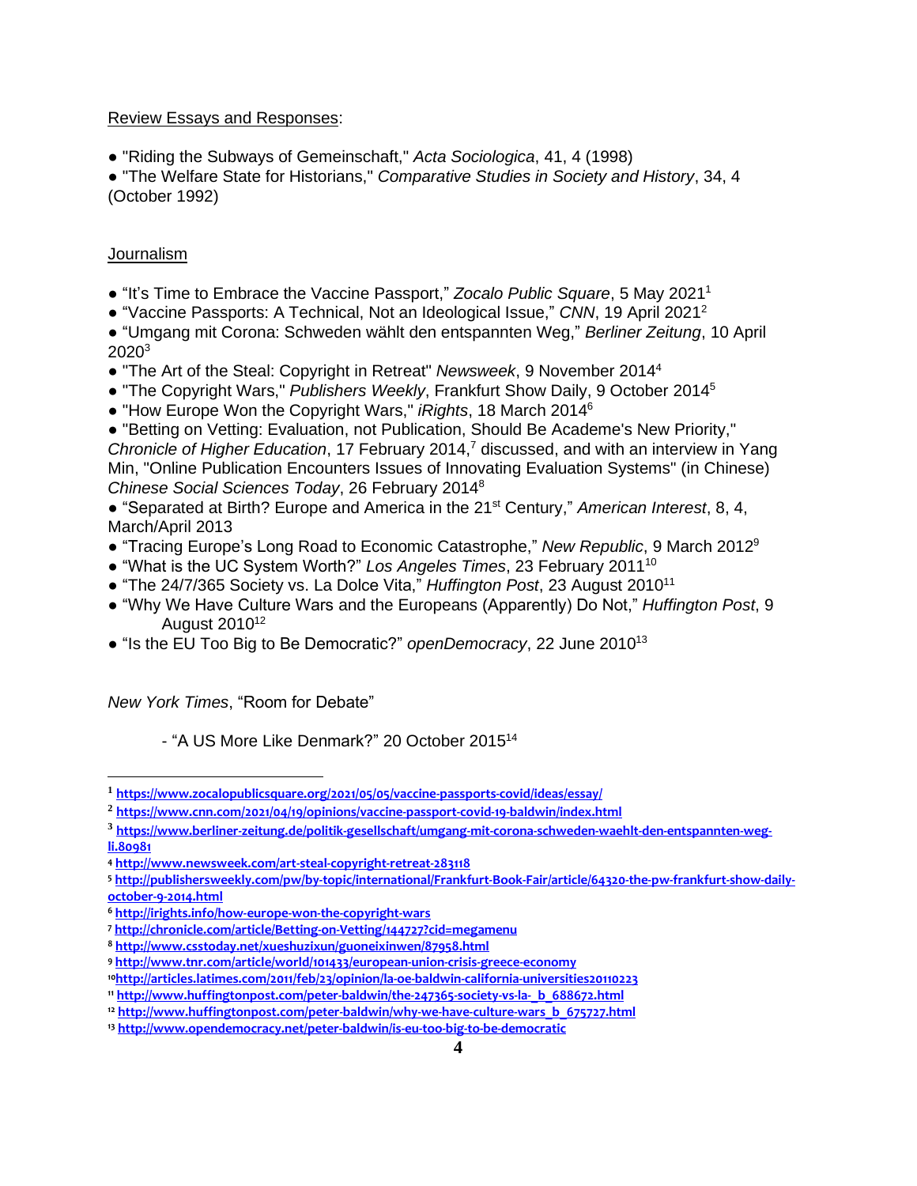Review Essays and Responses:

● "Riding the Subways of Gemeinschaft," *Acta Sociologica*, 41, 4 (1998)

● "The Welfare State for Historians," *Comparative Studies in Society and History*, 34, 4 (October 1992)

Journalism

● "It's Time to Embrace the Vaccine Passport," *Zocalo Public Square*, 5 May 2021[1]

● "Vaccine Passports: A Technical, Not an Ideological Issue," *CNN*, 19 April 2021[2]

● "Umgang mit Corona: Schweden wählt den entspannten Weg," *Berliner Zeitung*, 10 April 2020[3]

● "The Art of the Steal: Copyright in Retreat" *Newsweek*, 9 November 2014[4]

● "The Copyright Wars," *Publishers Weekly*, Frankfurt Show Daily, 9 October 2014[5]

● "How Europe Won the Copyright Wars," *iRights*, 18 March 2014[6]

● "Betting on Vetting: Evaluation, not Publication, Should Be Academe's New Priority," *Chronicle of Higher Education*, 17 February 2014,[7] discussed, and with an interview in Yang Min, "Online Publication Encounters Issues of Innovating Evaluation Systems" (in Chinese) *Chinese Social Sciences Today*, 26 February 2014[8]

● "Separated at Birth? Europe and America in the 21st Century," *American Interest*, 8, 4, March/April 2013

● "Tracing Europe's Long Road to Economic Catastrophe," *New Republic*, 9 March 2012[9]

● "What is the UC System Worth?" *Los Angeles Times*, 23 February 2011[10]

● "The 24/7/365 Society vs. La Dolce Vita," *Huffington Post*, 23 August 2010[11]

● "Why We Have Culture Wars and the Europeans (Apparently) Do Not," *Huffington Post*, 9 August 2010[12]

● "Is the EU Too Big to Be Democratic?" *openDemocracy*, 22 June 2010[13]

*New York Times*, "Room for Debate"

- "A US More Like Denmark?" 20 October 2015[14]

---

[1] https://www.zocalopublicsquare.org/2021/05/05/vaccine-passports-covid/ideas/essay/

[2] https://www.cnn.com/2021/04/19/opinions/vaccine-passport-covid-19-baldwin/index.html

[3] https://www.berliner-zeitung.de/politik-gesellschaft/umgang-mit-corona-schweden-waehlt-den-entspannten-weg-li.80981

[4] http://www.newsweek.com/art-steal-copyright-retreat-283118

[5] http://publishersweekly.com/pw/by-topic/international/Frankfurt-Book-Fair/article/64320-the-pw-frankfurt-show-daily-october-9-2014.html

[6] http://irights.info/how-europe-won-the-copyright-wars

[7] http://chronicle.com/article/Betting-on-Vetting/144727?cid=megamenu

[8] http://www.csstoday.net/xueshuzixun/guoneixinwen/87958.html

[9] http://www.tnr.com/article/world/101433/european-union-crisis-greece-economy

[10] http://articles.latimes.com/2011/feb/23/opinion/la-oe-baldwin-california-universities20110223

[11] http://www.huffingtonpost.com/peter-baldwin/the-247365-society-vs-la-_b_688672.html

[12] http://www.huffingtonpost.com/peter-baldwin/why-we-have-culture-wars_b_675727.html

[13] http://www.opendemocracy.net/peter-baldwin/is-eu-too-big-to-be-democratic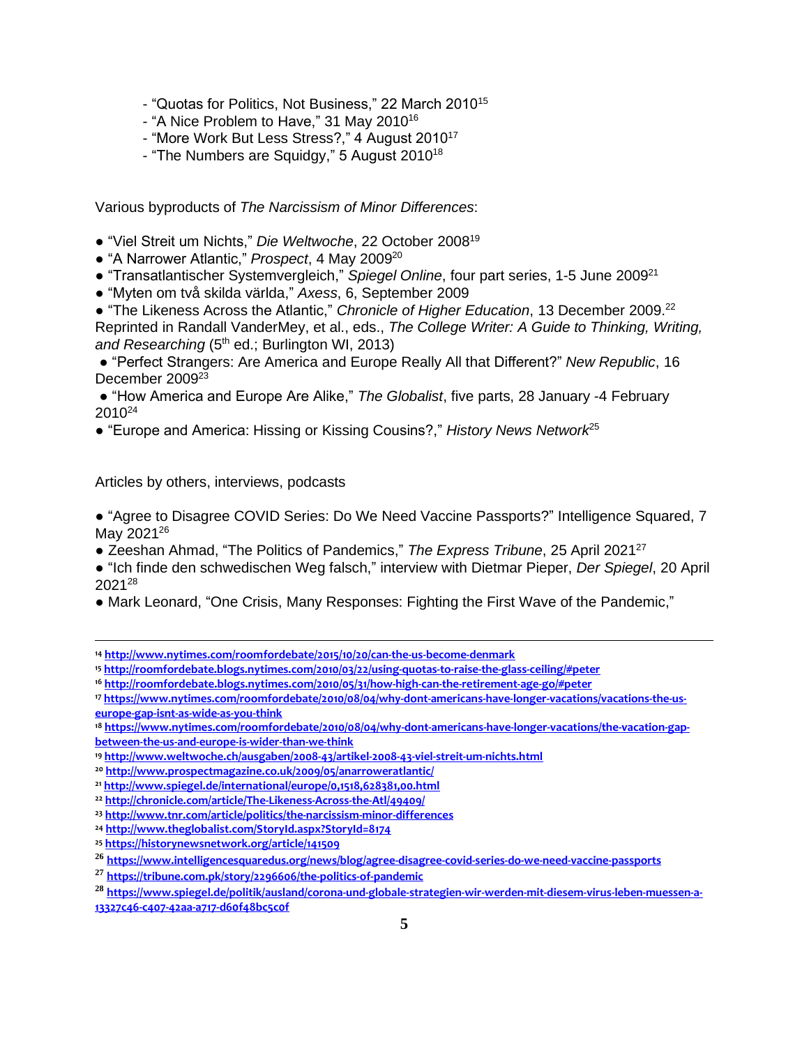- "Quotas for Politics, Not Business," 22 March 2010[15]
- "A Nice Problem to Have," 31 May 2010[16]
- "More Work But Less Stress?," 4 August 2010[17]
- "The Numbers are Squidgy," 5 August 2010[18]

Various byproducts of *The Narcissism of Minor Differences*:

● "Viel Streit um Nichts," *Die Weltwoche*, 22 October 2008[19]
● "A Narrower Atlantic," *Prospect*, 4 May 2009[20]
● "Transatlantischer Systemvergleich," *Spiegel Online*, four part series, 1-5 June 2009[21]
● "Myten om två skilda världa," *Axess*, 6, September 2009
● "The Likeness Across the Atlantic," *Chronicle of Higher Education*, 13 December 2009.[22] Reprinted in Randall VanderMey, et al., eds., *The College Writer: A Guide to Thinking, Writing, and Researching* (5th ed.; Burlington WI, 2013)
● "Perfect Strangers: Are America and Europe Really All that Different?" *New Republic*, 16 December 2009[23]
● "How America and Europe Are Alike," *The Globalist*, five parts, 28 January -4 February 2010[24]
● "Europe and America: Hissing or Kissing Cousins?," *History News Network*[25]

Articles by others, interviews, podcasts

● "Agree to Disagree COVID Series: Do We Need Vaccine Passports?" Intelligence Squared, 7 May 2021[26]
● Zeeshan Ahmad, "The Politics of Pandemics," *The Express Tribune*, 25 April 2021[27]
● "Ich finde den schwedischen Weg falsch," interview with Dietmar Pieper, *Der Spiegel*, 20 April 2021[28]
● Mark Leonard, "One Crisis, Many Responses: Fighting the First Wave of the Pandemic,"

---

[14] http://www.nytimes.com/roomfordebate/2015/10/20/can-the-us-become-denmark
[15] http://roomfordebate.blogs.nytimes.com/2010/03/22/using-quotas-to-raise-the-glass-ceiling/#peter
[16] http://roomfordebate.blogs.nytimes.com/2010/05/31/how-high-can-the-retirement-age-go/#peter
[17] https://www.nytimes.com/roomfordebate/2010/08/04/why-dont-americans-have-longer-vacations/vacations-the-us-europe-gap-isnt-as-wide-as-you-think
[18] https://www.nytimes.com/roomfordebate/2010/08/04/why-dont-americans-have-longer-vacations/the-vacation-gap-between-the-us-and-europe-is-wider-than-we-think
[19] http://www.weltwoche.ch/ausgaben/2008-43/artikel-2008-43-viel-streit-um-nichts.html
[20] http://www.prospectmagazine.co.uk/2009/05/anarroweratlantic/
[21] http://www.spiegel.de/international/europe/0,1518,628381,00.html
[22] http://chronicle.com/article/The-Likeness-Across-the-Atl/49409/
[23] http://www.tnr.com/article/politics/the-narcissism-minor-differences
[24] http://www.theglobalist.com/StoryId.aspx?StoryId=8174
[25] https://historynewsnetwork.org/article/141509
[26] https://www.intelligencesquaredus.org/news/blog/agree-disagree-covid-series-do-we-need-vaccine-passports
[27] https://tribune.com.pk/story/2296606/the-politics-of-pandemic
[28] https://www.spiegel.de/politik/ausland/corona-und-globale-strategien-wir-werden-mit-diesem-virus-leben-muessen-a-13327c46-c407-42aa-a717-d60f48bc5c0f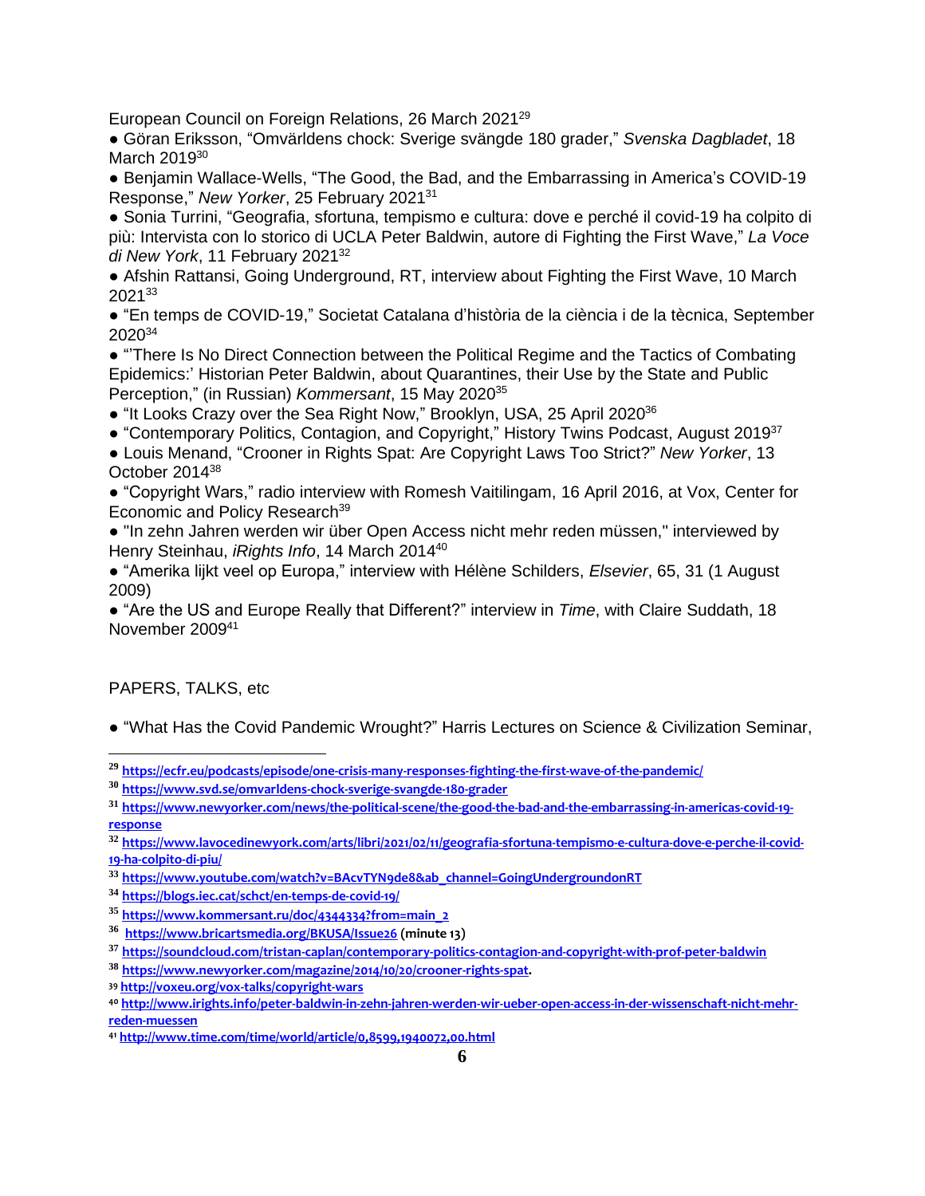European Council on Foreign Relations, 26 March 2021[29]

- Göran Eriksson, "Omvärldens chock: Sverige svängde 180 grader," *Svenska Dagbladet*, 18 March 2019[30]
- Benjamin Wallace-Wells, "The Good, the Bad, and the Embarrassing in America's COVID-19 Response," *New Yorker*, 25 February 2021[31]
- Sonia Turrini, "Geografia, sfortuna, tempismo e cultura: dove e perché il covid-19 ha colpito di più: Intervista con lo storico di UCLA Peter Baldwin, autore di Fighting the First Wave," *La Voce di New York*, 11 February 2021[32]
- Afshin Rattansi, Going Underground, RT, interview about Fighting the First Wave, 10 March 2021[33]
- "En temps de COVID-19," Societat Catalana d'història de la ciència i de la tècnica, September 2020[34]
- "'There Is No Direct Connection between the Political Regime and the Tactics of Combating Epidemics:' Historian Peter Baldwin, about Quarantines, their Use by the State and Public Perception," (in Russian) *Kommersant*, 15 May 2020[35]
- "It Looks Crazy over the Sea Right Now," Brooklyn, USA, 25 April 2020[36]
- "Contemporary Politics, Contagion, and Copyright," History Twins Podcast, August 2019[37]
- Louis Menand, "Crooner in Rights Spat: Are Copyright Laws Too Strict?" *New Yorker*, 13 October 2014[38]
- "Copyright Wars," radio interview with Romesh Vaitilingam, 16 April 2016, at Vox, Center for Economic and Policy Research[39]
- "In zehn Jahren werden wir über Open Access nicht mehr reden müssen," interviewed by Henry Steinhau, *iRights Info*, 14 March 2014[40]
- "Amerika lijkt veel op Europa," interview with Hélène Schilders, *Elsevier*, 65, 31 (1 August 2009)
- "Are the US and Europe Really that Different?" interview in *Time*, with Claire Suddath, 18 November 2009[41]

PAPERS, TALKS, etc

- "What Has the Covid Pandemic Wrought?" Harris Lectures on Science & Civilization Seminar,

---

[29] **https://ecfr.eu/podcasts/episode/one-crisis-many-responses-fighting-the-first-wave-of-the-pandemic/**

[30] **https://www.svd.se/omvarldens-chock-sverige-svangde-180-grader**

[31] **https://www.newyorker.com/news/the-political-scene/the-good-the-bad-and-the-embarrassing-in-americas-covid-19-response**

[32] **https://www.lavocedinewyork.com/arts/libri/2021/02/11/geografia-sfortuna-tempismo-e-cultura-dove-e-perche-il-covid-19-ha-colpito-di-piu/**

[33] **https://www.youtube.com/watch?v=BAcvTYN9de8&ab_channel=GoingUndergroundonRT**

[34] **https://blogs.iec.cat/schct/en-temps-de-covid-19/**

[35] **https://www.kommersant.ru/doc/4344334?from=main_2**

[36] **https://www.bricartsmedia.org/BKUSA/Issue26 (minute 13)**

[37] **https://soundcloud.com/tristan-caplan/contemporary-politics-contagion-and-copyright-with-prof-peter-baldwin**

[38] **https://www.newyorker.com/magazine/2014/10/20/crooner-rights-spat.**

[39] **http://voxeu.org/vox-talks/copyright-wars**

[40] **http://www.irights.info/peter-baldwin-in-zehn-jahren-werden-wir-ueber-open-access-in-der-wissenschaft-nicht-mehr-reden-muessen**

[41] **http://www.time.com/time/world/article/0,8599,1940072,00.html**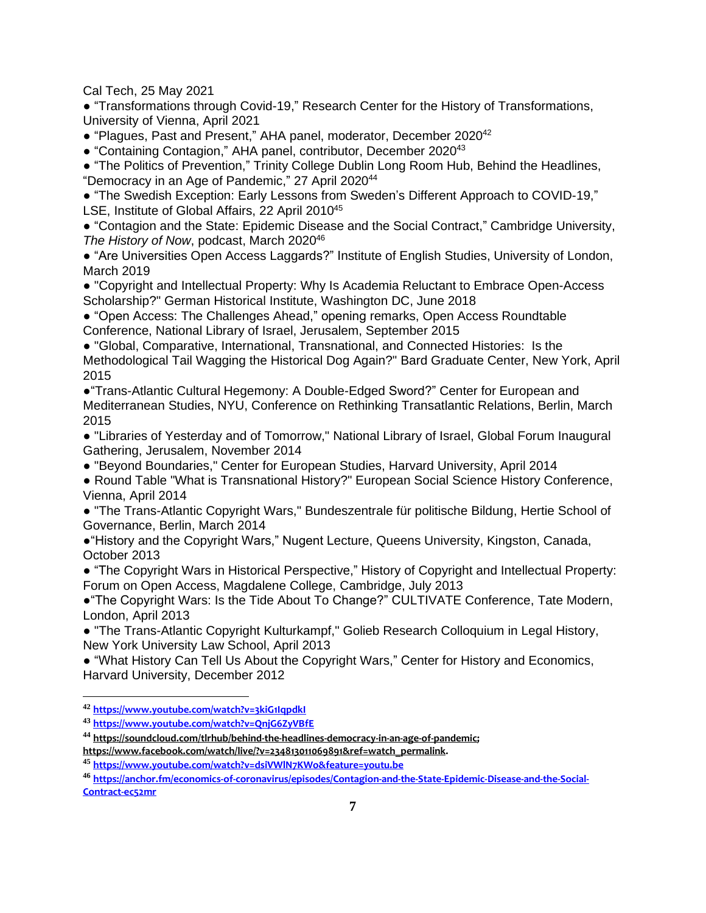Cal Tech, 25 May 2021

● “Transformations through Covid-19,” Research Center for the History of Transformations, University of Vienna, April 2021

● “Plagues, Past and Present,” AHA panel, moderator, December 2020[42]

● “Containing Contagion,” AHA panel, contributor, December 2020[43]

● “The Politics of Prevention,” Trinity College Dublin Long Room Hub, Behind the Headlines, “Democracy in an Age of Pandemic,” 27 April 2020[44]

● “The Swedish Exception: Early Lessons from Sweden’s Different Approach to COVID-19,” LSE, Institute of Global Affairs, 22 April 2010[45]

● “Contagion and the State: Epidemic Disease and the Social Contract,” Cambridge University, *The History of Now*, podcast, March 2020[46]

● “Are Universities Open Access Laggards?” Institute of English Studies, University of London, March 2019

● "Copyright and Intellectual Property: Why Is Academia Reluctant to Embrace Open-Access Scholarship?" German Historical Institute, Washington DC, June 2018

● “Open Access: The Challenges Ahead,” opening remarks, Open Access Roundtable Conference, National Library of Israel, Jerusalem, September 2015

● "Global, Comparative, International, Transnational, and Connected Histories: Is the Methodological Tail Wagging the Historical Dog Again?" Bard Graduate Center, New York, April 2015

● “Trans-Atlantic Cultural Hegemony: A Double-Edged Sword?” Center for European and Mediterranean Studies, NYU, Conference on Rethinking Transatlantic Relations, Berlin, March 2015

● "Libraries of Yesterday and of Tomorrow," National Library of Israel, Global Forum Inaugural Gathering, Jerusalem, November 2014

● "Beyond Boundaries," Center for European Studies, Harvard University, April 2014

● Round Table "What is Transnational History?" European Social Science History Conference, Vienna, April 2014

● "The Trans-Atlantic Copyright Wars," Bundeszentrale für politische Bildung, Hertie School of Governance, Berlin, March 2014

● “History and the Copyright Wars,” Nugent Lecture, Queens University, Kingston, Canada, October 2013

● “The Copyright Wars in Historical Perspective,” History of Copyright and Intellectual Property: Forum on Open Access, Magdalene College, Cambridge, July 2013

● “The Copyright Wars: Is the Tide About To Change?” CULTIVATE Conference, Tate Modern, London, April 2013

● "The Trans-Atlantic Copyright Kulturkampf," Golieb Research Colloquium in Legal History, New York University Law School, April 2013

● “What History Can Tell Us About the Copyright Wars,” Center for History and Economics, Harvard University, December 2012

---

[42] https://www.youtube.com/watch?v=3kiG1IqpdkI

[43] https://www.youtube.com/watch?v=QnjG6ZyVBfE

[44] https://soundcloud.com/tlrhub/behind-the-headlines-democracy-in-an-age-of-pandemic; https://www.facebook.com/watch/live/?v=234813011069891&ref=watch_permalink.

[45] https://www.youtube.com/watch?v=dsiVWlN7KWo&feature=youtu.be

[46] https://anchor.fm/economics-of-coronavirus/episodes/Contagion-and-the-State-Epidemic-Disease-and-the-Social-Contract-ec52mr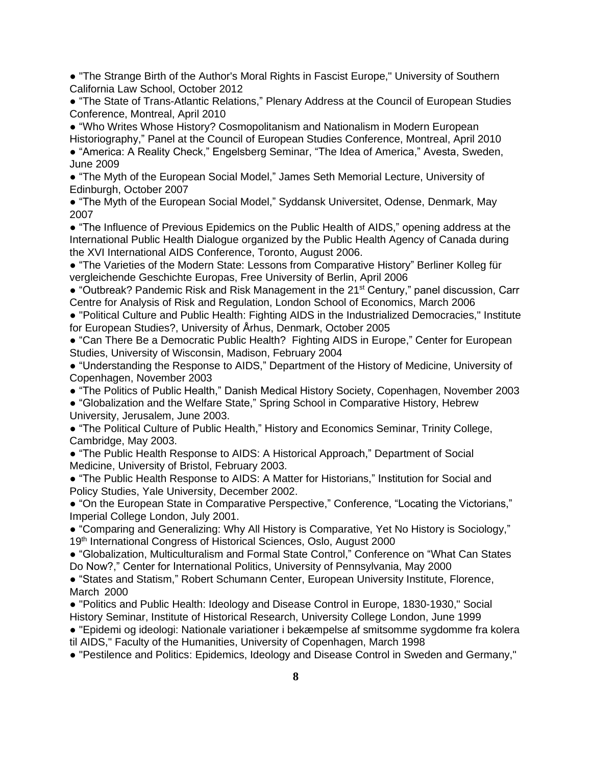- "The Strange Birth of the Author's Moral Rights in Fascist Europe," University of Southern California Law School, October 2012
- "The State of Trans-Atlantic Relations," Plenary Address at the Council of European Studies Conference, Montreal, April 2010
- "Who Writes Whose History? Cosmopolitanism and Nationalism in Modern European Historiography," Panel at the Council of European Studies Conference, Montreal, April 2010
- "America: A Reality Check," Engelsberg Seminar, "The Idea of America," Avesta, Sweden, June 2009
- "The Myth of the European Social Model," James Seth Memorial Lecture, University of Edinburgh, October 2007
- "The Myth of the European Social Model," Syddansk Universitet, Odense, Denmark, May 2007
- "The Influence of Previous Epidemics on the Public Health of AIDS," opening address at the International Public Health Dialogue organized by the Public Health Agency of Canada during the XVI International AIDS Conference, Toronto, August 2006.
- "The Varieties of the Modern State: Lessons from Comparative History" Berliner Kolleg für vergleichende Geschichte Europas, Free University of Berlin, April 2006
- "Outbreak? Pandemic Risk and Risk Management in the 21st Century," panel discussion, Carr Centre for Analysis of Risk and Regulation, London School of Economics, March 2006
- "Political Culture and Public Health: Fighting AIDS in the Industrialized Democracies," Institute for European Studies?, University of Århus, Denmark, October 2005
- "Can There Be a Democratic Public Health? Fighting AIDS in Europe," Center for European Studies, University of Wisconsin, Madison, February 2004
- "Understanding the Response to AIDS," Department of the History of Medicine, University of Copenhagen, November 2003
- "The Politics of Public Health," Danish Medical History Society, Copenhagen, November 2003
- "Globalization and the Welfare State," Spring School in Comparative History, Hebrew University, Jerusalem, June 2003.
- "The Political Culture of Public Health," History and Economics Seminar, Trinity College, Cambridge, May 2003.
- "The Public Health Response to AIDS: A Historical Approach," Department of Social Medicine, University of Bristol, February 2003.
- "The Public Health Response to AIDS: A Matter for Historians," Institution for Social and Policy Studies, Yale University, December 2002.
- "On the European State in Comparative Perspective," Conference, "Locating the Victorians," Imperial College London, July 2001.
- "Comparing and Generalizing: Why All History is Comparative, Yet No History is Sociology," 19th International Congress of Historical Sciences, Oslo, August 2000
- "Globalization, Multiculturalism and Formal State Control," Conference on "What Can States Do Now?," Center for International Politics, University of Pennsylvania, May 2000
- "States and Statism," Robert Schumann Center, European University Institute, Florence, March 2000
- "Politics and Public Health: Ideology and Disease Control in Europe, 1830-1930," Social History Seminar, Institute of Historical Research, University College London, June 1999
- "Epidemi og ideologi: Nationale variationer i bekæmpelse af smitsomme sygdomme fra kolera til AIDS," Faculty of the Humanities, University of Copenhagen, March 1998
- "Pestilence and Politics: Epidemics, Ideology and Disease Control in Sweden and Germany,"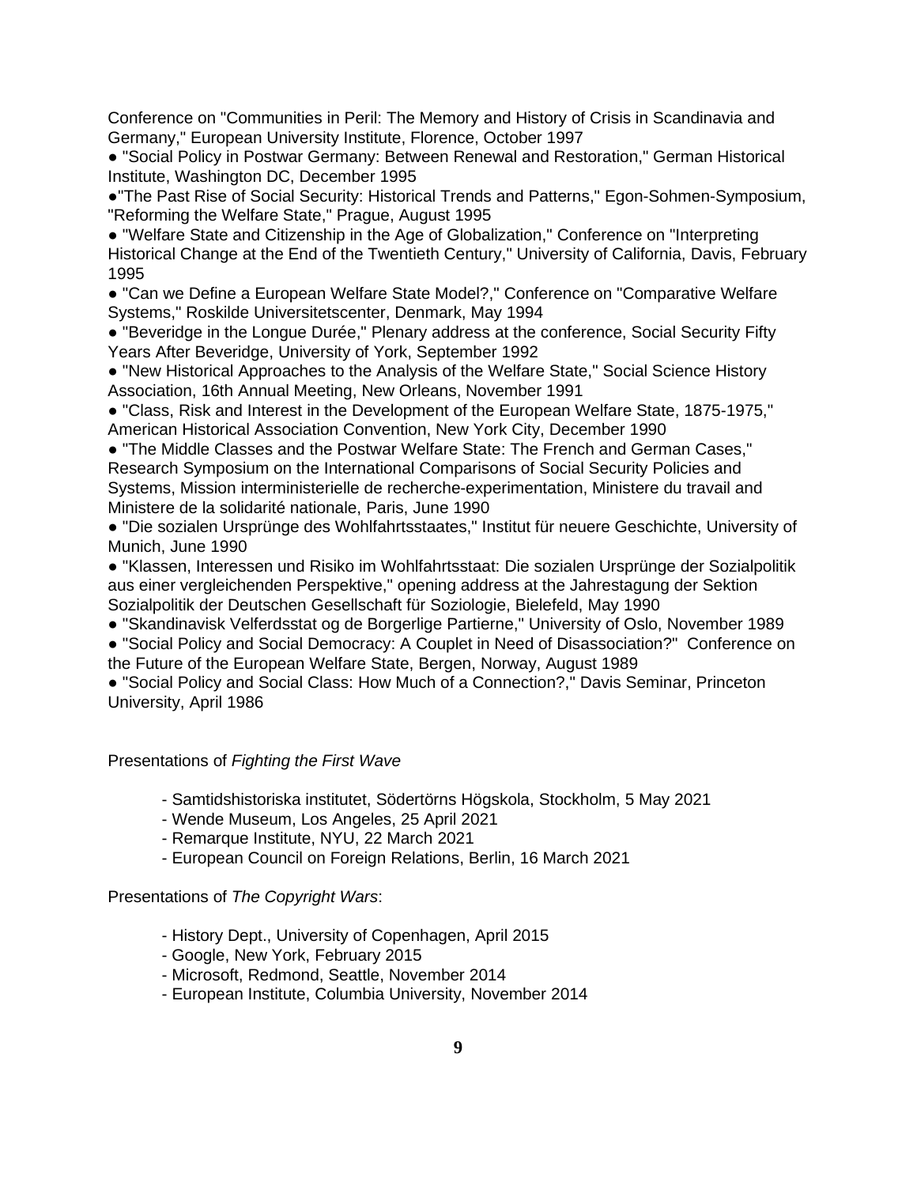Conference on "Communities in Peril: The Memory and History of Crisis in Scandinavia and Germany," European University Institute, Florence, October 1997

- "Social Policy in Postwar Germany: Between Renewal and Restoration," German Historical Institute, Washington DC, December 1995
- "The Past Rise of Social Security: Historical Trends and Patterns," Egon-Sohmen-Symposium, "Reforming the Welfare State," Prague, August 1995
- "Welfare State and Citizenship in the Age of Globalization," Conference on "Interpreting Historical Change at the End of the Twentieth Century," University of California, Davis, February 1995
- "Can we Define a European Welfare State Model?," Conference on "Comparative Welfare Systems," Roskilde Universitetscenter, Denmark, May 1994
- "Beveridge in the Longue Durée," Plenary address at the conference, Social Security Fifty Years After Beveridge, University of York, September 1992
- "New Historical Approaches to the Analysis of the Welfare State," Social Science History Association, 16th Annual Meeting, New Orleans, November 1991
- "Class, Risk and Interest in the Development of the European Welfare State, 1875-1975," American Historical Association Convention, New York City, December 1990
- "The Middle Classes and the Postwar Welfare State: The French and German Cases," Research Symposium on the International Comparisons of Social Security Policies and Systems, Mission interministerielle de recherche-experimentation, Ministere du travail and Ministere de la solidarité nationale, Paris, June 1990
- "Die sozialen Ursprünge des Wohlfahrtsstaates," Institut für neuere Geschichte, University of Munich, June 1990
- "Klassen, Interessen und Risiko im Wohlfahrtsstaat: Die sozialen Ursprünge der Sozialpolitik aus einer vergleichenden Perspektive," opening address at the Jahrestagung der Sektion Sozialpolitik der Deutschen Gesellschaft für Soziologie, Bielefeld, May 1990
- "Skandinavisk Velferdsstat og de Borgerlige Partierne," University of Oslo, November 1989
- "Social Policy and Social Democracy: A Couplet in Need of Disassociation?" Conference on the Future of the European Welfare State, Bergen, Norway, August 1989
- "Social Policy and Social Class: How Much of a Connection?," Davis Seminar, Princeton University, April 1986

Presentations of *Fighting the First Wave*

- Samtidshistoriska institutet, Södertörns Högskola, Stockholm, 5 May 2021
- Wende Museum, Los Angeles, 25 April 2021
- Remarque Institute, NYU, 22 March 2021
- European Council on Foreign Relations, Berlin, 16 March 2021

Presentations of *The Copyright Wars*:

- History Dept., University of Copenhagen, April 2015
- Google, New York, February 2015
- Microsoft, Redmond, Seattle, November 2014
- European Institute, Columbia University, November 2014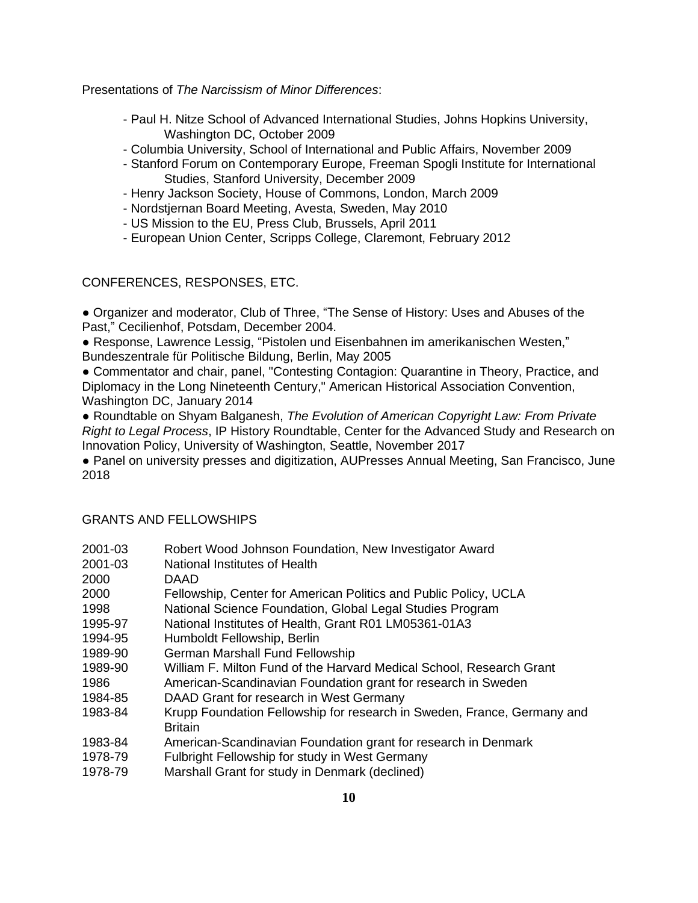Presentations of *The Narcissism of Minor Differences*:

- Paul H. Nitze School of Advanced International Studies, Johns Hopkins University, Washington DC, October 2009
- Columbia University, School of International and Public Affairs, November 2009
- Stanford Forum on Contemporary Europe, Freeman Spogli Institute for International Studies, Stanford University, December 2009
- Henry Jackson Society, House of Commons, London, March 2009
- Nordstjernan Board Meeting, Avesta, Sweden, May 2010
- US Mission to the EU, Press Club, Brussels, April 2011
- European Union Center, Scripps College, Claremont, February 2012

## CONFERENCES, RESPONSES, ETC.

- Organizer and moderator, Club of Three, "The Sense of History: Uses and Abuses of the Past," Cecilienhof, Potsdam, December 2004.
- Response, Lawrence Lessig, "Pistolen und Eisenbahnen im amerikanischen Westen," Bundeszentrale für Politische Bildung, Berlin, May 2005
- Commentator and chair, panel, "Contesting Contagion: Quarantine in Theory, Practice, and Diplomacy in the Long Nineteenth Century," American Historical Association Convention, Washington DC, January 2014
- Roundtable on Shyam Balganesh, *The Evolution of American Copyright Law: From Private Right to Legal Process*, IP History Roundtable, Center for the Advanced Study and Research on Innovation Policy, University of Washington, Seattle, November 2017
- Panel on university presses and digitization, AUPresses Annual Meeting, San Francisco, June 2018

## GRANTS AND FELLOWSHIPS

| | |
|---|---|
| 2001-03 | Robert Wood Johnson Foundation, New Investigator Award |
| 2001-03 | National Institutes of Health |
| 2000 | DAAD |
| 2000 | Fellowship, Center for American Politics and Public Policy, UCLA |
| 1998 | National Science Foundation, Global Legal Studies Program |
| 1995-97 | National Institutes of Health, Grant R01 LM05361-01A3 |
| 1994-95 | Humboldt Fellowship, Berlin |
| 1989-90 | German Marshall Fund Fellowship |
| 1989-90 | William F. Milton Fund of the Harvard Medical School, Research Grant |
| 1986 | American-Scandinavian Foundation grant for research in Sweden |
| 1984-85 | DAAD Grant for research in West Germany |
| 1983-84 | Krupp Foundation Fellowship for research in Sweden, France, Germany and Britain |
| 1983-84 | American-Scandinavian Foundation grant for research in Denmark |
| 1978-79 | Fulbright Fellowship for study in West Germany |
| 1978-79 | Marshall Grant for study in Denmark (declined) |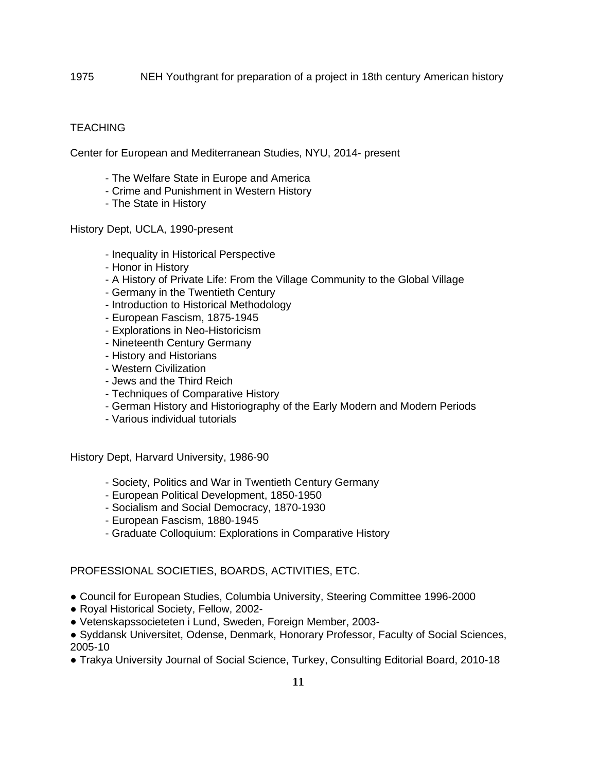1975 NEH Youthgrant for preparation of a project in 18th century American history

## TEACHING

Center for European and Mediterranean Studies, NYU, 2014- present

- The Welfare State in Europe and America
- Crime and Punishment in Western History
- The State in History

History Dept, UCLA, 1990-present

- Inequality in Historical Perspective
- Honor in History
- A History of Private Life: From the Village Community to the Global Village
- Germany in the Twentieth Century
- Introduction to Historical Methodology
- European Fascism, 1875-1945
- Explorations in Neo-Historicism
- Nineteenth Century Germany
- History and Historians
- Western Civilization
- Jews and the Third Reich
- Techniques of Comparative History
- German History and Historiography of the Early Modern and Modern Periods
- Various individual tutorials

History Dept, Harvard University, 1986-90

- Society, Politics and War in Twentieth Century Germany
- European Political Development, 1850-1950
- Socialism and Social Democracy, 1870-1930
- European Fascism, 1880-1945
- Graduate Colloquium: Explorations in Comparative History

## PROFESSIONAL SOCIETIES, BOARDS, ACTIVITIES, ETC.

- Council for European Studies, Columbia University, Steering Committee 1996-2000
- Royal Historical Society, Fellow, 2002-
- Vetenskapssocieteten i Lund, Sweden, Foreign Member, 2003-
- Syddansk Universitet, Odense, Denmark, Honorary Professor, Faculty of Social Sciences, 2005-10
- Trakya University Journal of Social Science, Turkey, Consulting Editorial Board, 2010-18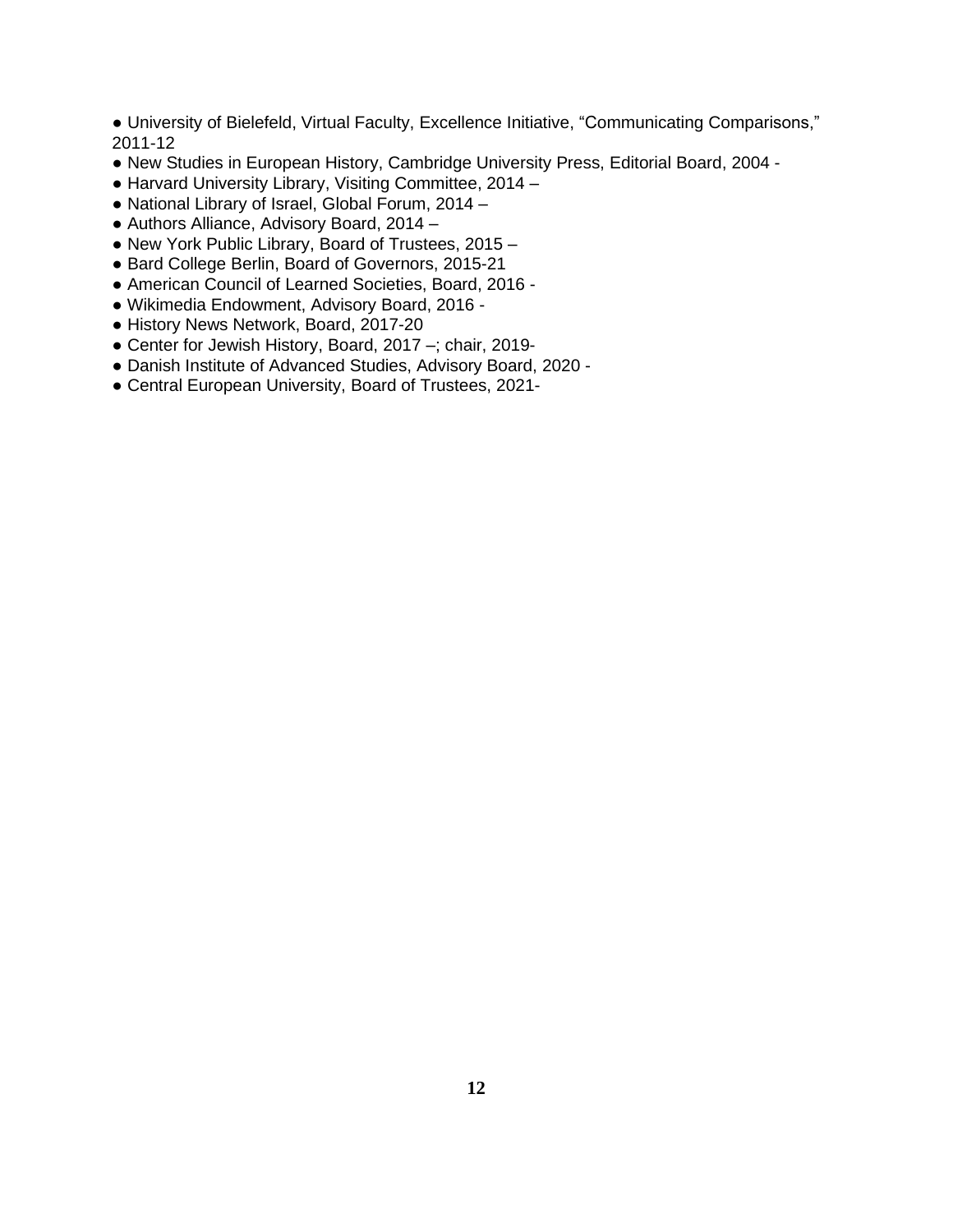- University of Bielefeld, Virtual Faculty, Excellence Initiative, “Communicating Comparisons,” 2011-12
- New Studies in European History, Cambridge University Press, Editorial Board, 2004 -
- Harvard University Library, Visiting Committee, 2014 –
- National Library of Israel, Global Forum, 2014 –
- Authors Alliance, Advisory Board, 2014 –
- New York Public Library, Board of Trustees, 2015 –
- Bard College Berlin, Board of Governors, 2015-21
- American Council of Learned Societies, Board, 2016 -
- Wikimedia Endowment, Advisory Board, 2016 -
- History News Network, Board, 2017-20
- Center for Jewish History, Board, 2017 –; chair, 2019-
- Danish Institute of Advanced Studies, Advisory Board, 2020 -
- Central European University, Board of Trustees, 2021-